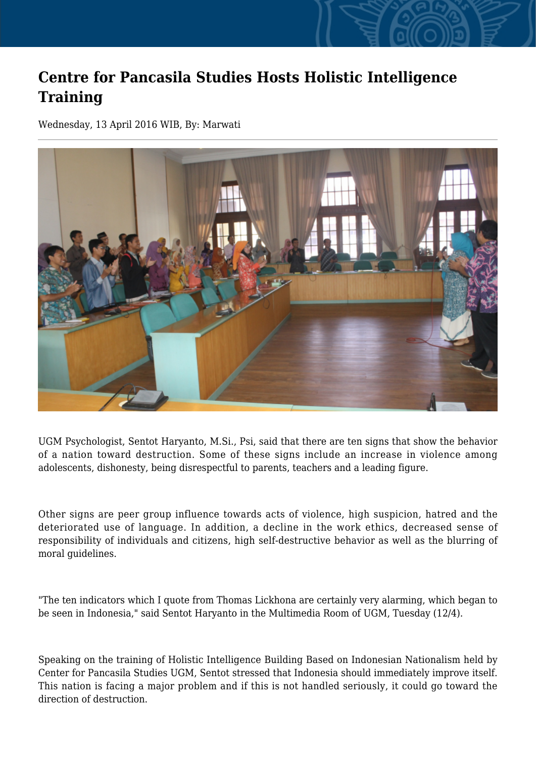# Centre for Pancasila Studies Hosts Holistic Intelligence Training

Wednesday, 13 April 2016 WIB, By: Marwati

UGM Psychologist, Sentot Haryanto, M.Si., Psi, said that there are ten signs that show the behavior of a nation toward destruction. Some of these signs include an increase in violence among adolescents, dishonesty, being disrespectful to parents, teachers and a leading figure.

Other signs are peer group influence towards acts of violence, high suspicion, hatred and the deteriorated use of language. In addition, a decline in the work ethics, decreased sense of responsibility of individuals and citizens, high self-destructive behavior as well as the blurring of moral guidelines.

"The ten indicators which I quote from Thomas Lickhona are certainly very alarming, which began to be seen in Indonesia," said Sentot Haryanto in the Multimedia Room of UGM, Tuesday (12/4).

Speaking on the training of Holistic Intelligence Building Based on Indonesian Nationalism held by Center for Pancasila Studies UGM, Sentot stressed that Indonesia should immediately improve itself. This nation is facing a major problem and if this is not handled seriously, it could go toward the direction of destruction.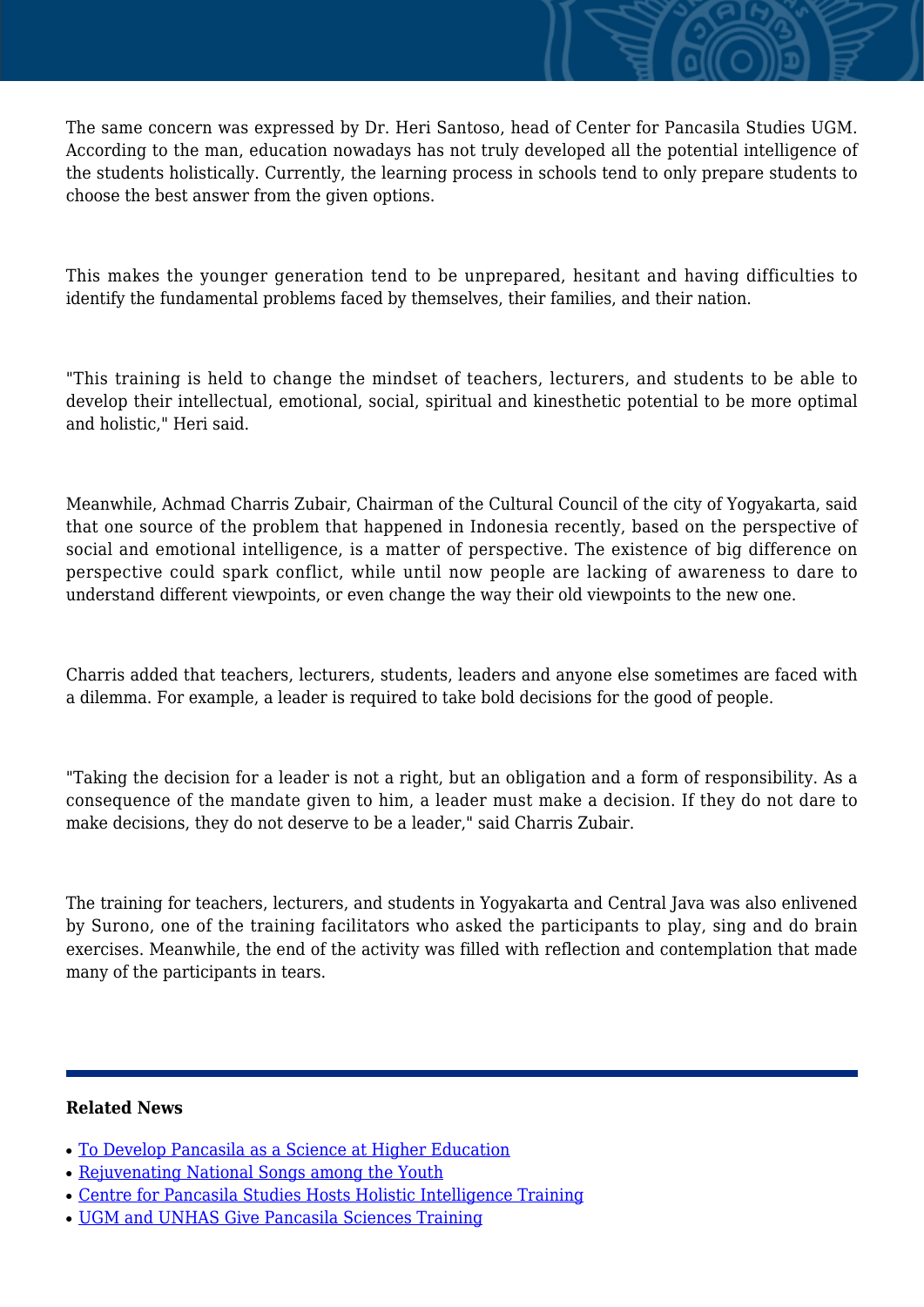The same concern was expressed by Dr. Heri Santoso, head of Center for Pancasila Studies UGM. According to the man, education nowadays has not truly developed all the potential intelligence of the students holistically. Currently, the learning process in schools tend to only prepare students to choose the best answer from the given options.

This makes the younger generation tend to be unprepared, hesitant and having difficulties to identify the fundamental problems faced by themselves, their families, and their nation.

"This training is held to change the mindset of teachers, lecturers, and students to be able to develop their intellectual, emotional, social, spiritual and kinesthetic potential to be more optimal and holistic," Heri said.

Meanwhile, Achmad Charris Zubair, Chairman of the Cultural Council of the city of Yogyakarta, said that one source of the problem that happened in Indonesia recently, based on the perspective of social and emotional intelligence, is a matter of perspective. The existence of big difference on perspective could spark conflict, while until now people are lacking of awareness to dare to understand different viewpoints, or even change the way their old viewpoints to the new one.

Charris added that teachers, lecturers, students, leaders and anyone else sometimes are faced with a dilemma. For example, a leader is required to take bold decisions for the good of people.

"Taking the decision for a leader is not a right, but an obligation and a form of responsibility. As a consequence of the mandate given to him, a leader must make a decision. If they do not dare to make decisions, they do not deserve to be a leader," said Charris Zubair.

The training for teachers, lecturers, and students in Yogyakarta and Central Java was also enlivened by Surono, one of the training facilitators who asked the participants to play, sing and do brain exercises. Meanwhile, the end of the activity was filled with reflection and contemplation that made many of the participants in tears.

**Related News**

- To Develop Pancasila as a Science at Higher Education
- Rejuvenating National Songs among the Youth
- Centre for Pancasila Studies Hosts Holistic Intelligence Training
- UGM and UNHAS Give Pancasila Sciences Training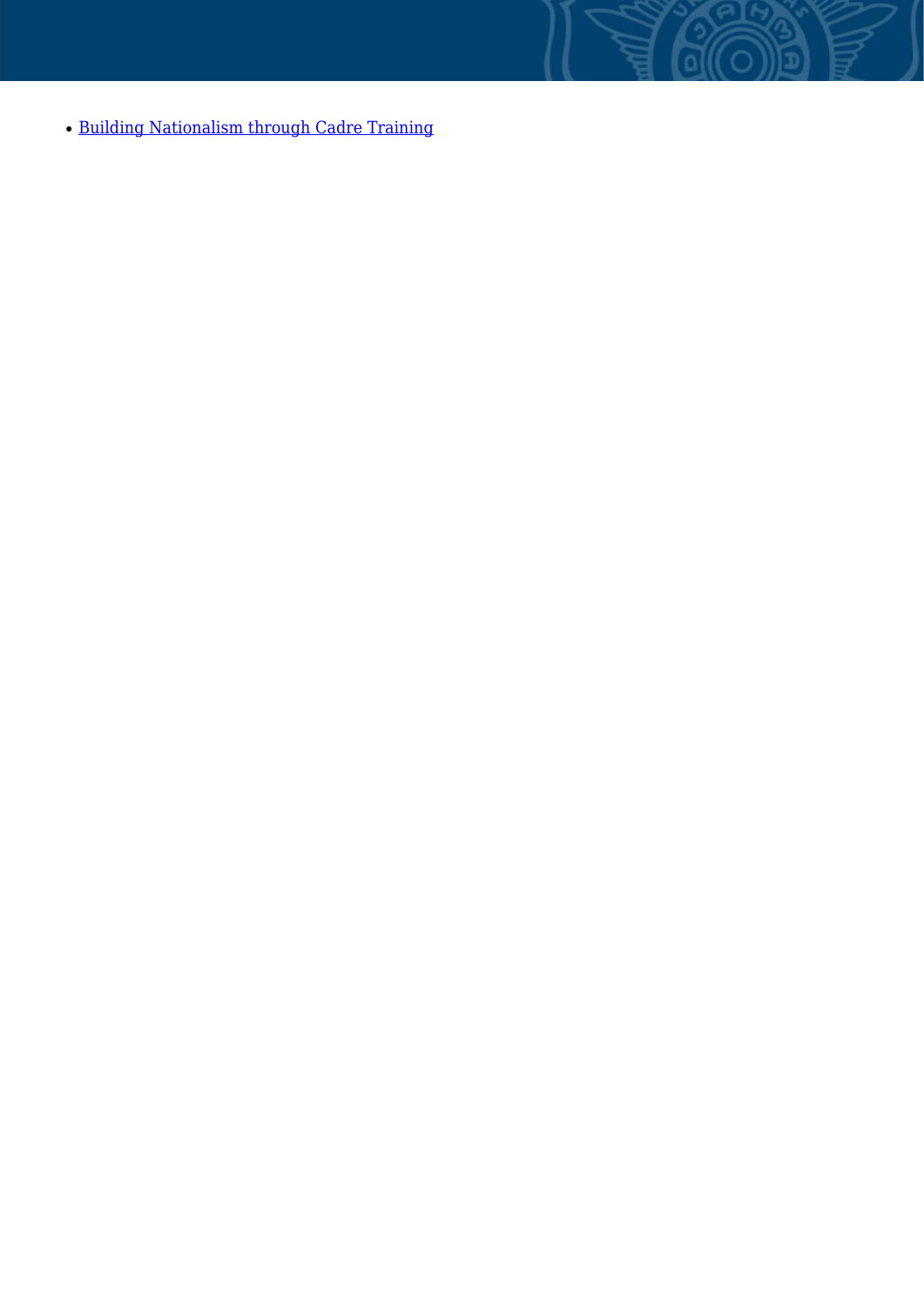- Building Nationalism through Cadre Training